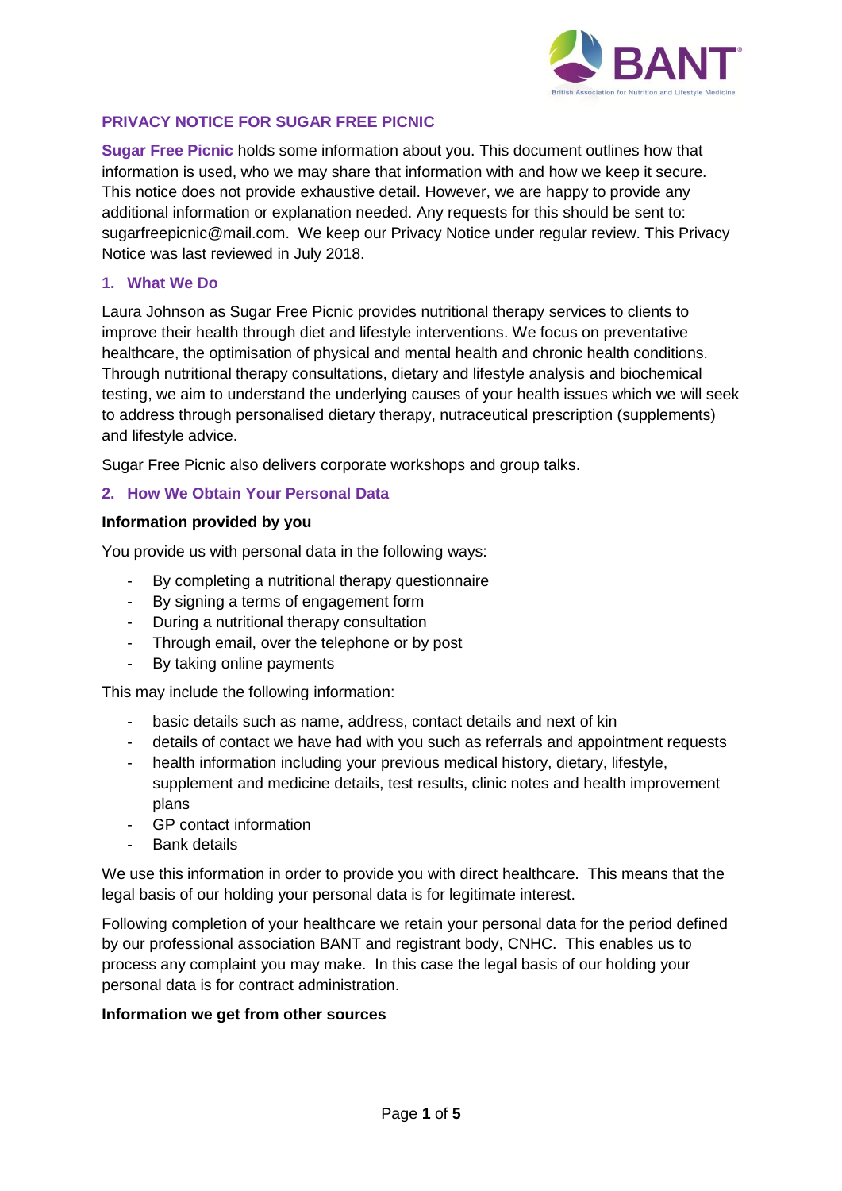## PRIVACY NOTICE FOR SUGAR FREE PICNIC

**Sugar Free Picnic** holds some information about you. This document outlines how that information is used, who we may share that information with and how we keep it secure. This notice does not provide exhaustive detail. However, we are happy to provide any additional information or explanation needed. Any requests for this should be sent to: sugarfreepicnic@mail.com. We keep our Privacy Notice under regular review. This Privacy Notice was last reviewed in July 2018.

### 1. What We Do

Laura Johnson as Sugar Free Picnic provides nutritional therapy services to clients to improve their health through diet and lifestyle interventions. We focus on preventative healthcare, the optimisation of physical and mental health and chronic health conditions. Through nutritional therapy consultations, dietary and lifestyle analysis and biochemical testing, we aim to understand the underlying causes of your health issues which we will seek to address through personalised dietary therapy, nutraceutical prescription (supplements) and lifestyle advice.

Sugar Free Picnic also delivers corporate workshops and group talks.

### 2. How We Obtain Your Personal Data

**Information provided by you**

You provide us with personal data in the following ways:

- By completing a nutritional therapy questionnaire
- By signing a terms of engagement form
- During a nutritional therapy consultation
- Through email, over the telephone or by post
- By taking online payments

This may include the following information:

- basic details such as name, address, contact details and next of kin
- details of contact we have had with you such as referrals and appointment requests
- health information including your previous medical history, dietary, lifestyle, supplement and medicine details, test results, clinic notes and health improvement plans
- GP contact information
- Bank details

We use this information in order to provide you with direct healthcare. This means that the legal basis of our holding your personal data is for legitimate interest.

Following completion of your healthcare we retain your personal data for the period defined by our professional association BANT and registrant body, CNHC. This enables us to process any complaint you may make. In this case the legal basis of our holding your personal data is for contract administration.

**Information we get from other sources**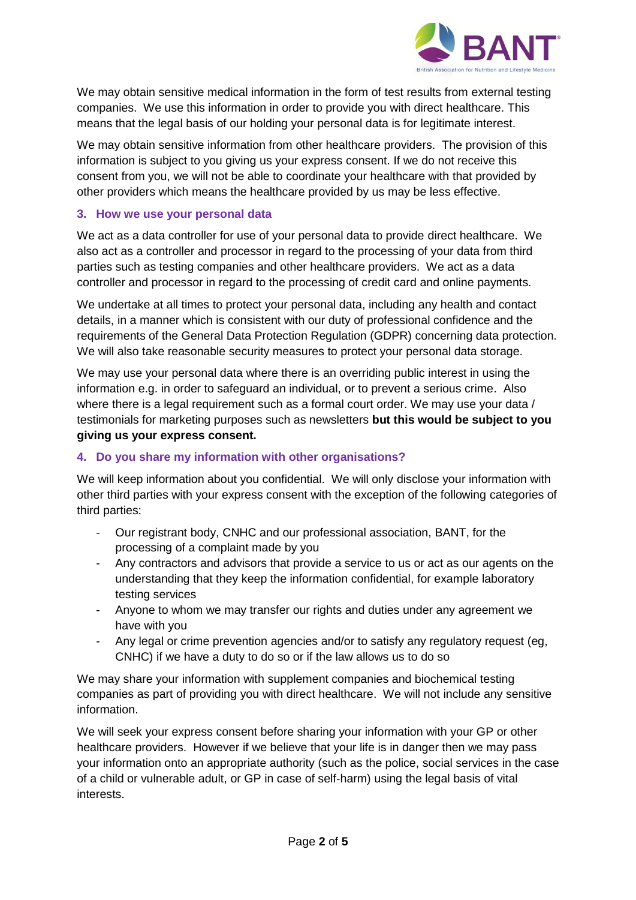We may obtain sensitive medical information in the form of test results from external testing companies. We use this information in order to provide you with direct healthcare. This means that the legal basis of our holding your personal data is for legitimate interest.

We may obtain sensitive information from other healthcare providers. The provision of this information is subject to you giving us your express consent. If we do not receive this consent from you, we will not be able to coordinate your healthcare with that provided by other providers which means the healthcare provided by us may be less effective.

### 3. How we use your personal data

We act as a data controller for use of your personal data to provide direct healthcare. We also act as a controller and processor in regard to the processing of your data from third parties such as testing companies and other healthcare providers. We act as a data controller and processor in regard to the processing of credit card and online payments.

We undertake at all times to protect your personal data, including any health and contact details, in a manner which is consistent with our duty of professional confidence and the requirements of the General Data Protection Regulation (GDPR) concerning data protection. We will also take reasonable security measures to protect your personal data storage.

We may use your personal data where there is an overriding public interest in using the information e.g. in order to safeguard an individual, or to prevent a serious crime. Also where there is a legal requirement such as a formal court order. We may use your data / testimonials for marketing purposes such as newsletters **but this would be subject to you giving us your express consent.**

### 4. Do you share my information with other organisations?

We will keep information about you confidential. We will only disclose your information with other third parties with your express consent with the exception of the following categories of third parties:

- Our registrant body, CNHC and our professional association, BANT, for the processing of a complaint made by you
- Any contractors and advisors that provide a service to us or act as our agents on the understanding that they keep the information confidential, for example laboratory testing services
- Anyone to whom we may transfer our rights and duties under any agreement we have with you
- Any legal or crime prevention agencies and/or to satisfy any regulatory request (eg, CNHC) if we have a duty to do so or if the law allows us to do so

We may share your information with supplement companies and biochemical testing companies as part of providing you with direct healthcare. We will not include any sensitive information.

We will seek your express consent before sharing your information with your GP or other healthcare providers. However if we believe that your life is in danger then we may pass your information onto an appropriate authority (such as the police, social services in the case of a child or vulnerable adult, or GP in case of self-harm) using the legal basis of vital interests.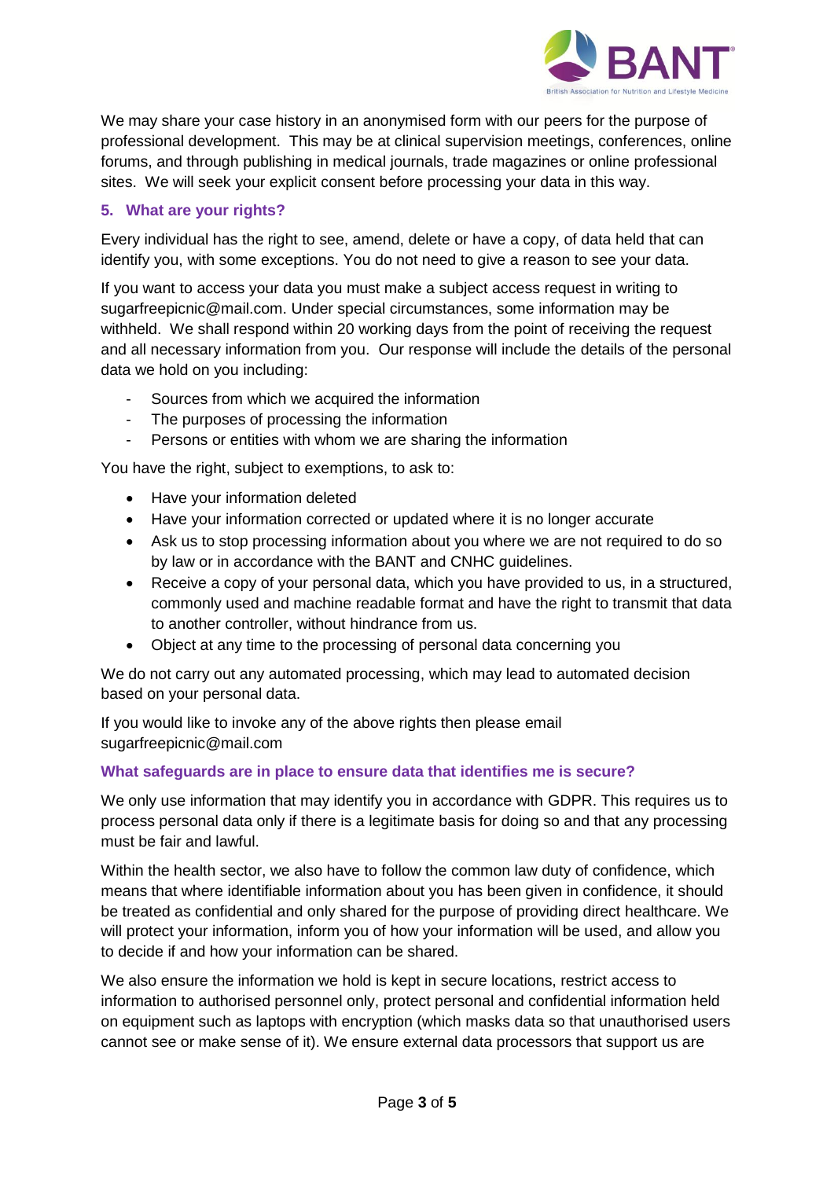We may share your case history in an anonymised form with our peers for the purpose of professional development. This may be at clinical supervision meetings, conferences, online forums, and through publishing in medical journals, trade magazines or online professional sites. We will seek your explicit consent before processing your data in this way.

## 5. What are your rights?

Every individual has the right to see, amend, delete or have a copy, of data held that can identify you, with some exceptions. You do not need to give a reason to see your data.

If you want to access your data you must make a subject access request in writing to sugarfreepicnic@mail.com. Under special circumstances, some information may be withheld. We shall respond within 20 working days from the point of receiving the request and all necessary information from you. Our response will include the details of the personal data we hold on you including:

- Sources from which we acquired the information
- The purposes of processing the information
- Persons or entities with whom we are sharing the information

You have the right, subject to exemptions, to ask to:

- Have your information deleted
- Have your information corrected or updated where it is no longer accurate
- Ask us to stop processing information about you where we are not required to do so by law or in accordance with the BANT and CNHC guidelines.
- Receive a copy of your personal data, which you have provided to us, in a structured, commonly used and machine readable format and have the right to transmit that data to another controller, without hindrance from us.
- Object at any time to the processing of personal data concerning you

We do not carry out any automated processing, which may lead to automated decision based on your personal data.

If you would like to invoke any of the above rights then please email sugarfreepicnic@mail.com

## What safeguards are in place to ensure data that identifies me is secure?

We only use information that may identify you in accordance with GDPR. This requires us to process personal data only if there is a legitimate basis for doing so and that any processing must be fair and lawful.

Within the health sector, we also have to follow the common law duty of confidence, which means that where identifiable information about you has been given in confidence, it should be treated as confidential and only shared for the purpose of providing direct healthcare. We will protect your information, inform you of how your information will be used, and allow you to decide if and how your information can be shared.

We also ensure the information we hold is kept in secure locations, restrict access to information to authorised personnel only, protect personal and confidential information held on equipment such as laptops with encryption (which masks data so that unauthorised users cannot see or make sense of it). We ensure external data processors that support us are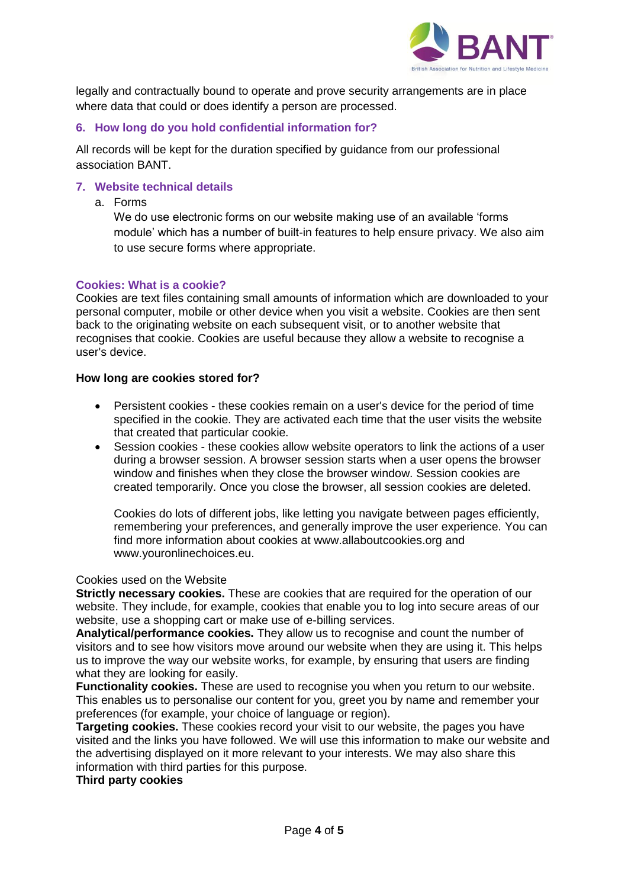legally and contractually bound to operate and prove security arrangements are in place where data that could or does identify a person are processed.

## 6. How long do you hold confidential information for?

All records will be kept for the duration specified by guidance from our professional association BANT.

## 7. Website technical details

a. Forms

We do use electronic forms on our website making use of an available ‘forms module’ which has a number of built-in features to help ensure privacy. We also aim to use secure forms where appropriate.

### Cookies: What is a cookie?

Cookies are text files containing small amounts of information which are downloaded to your personal computer, mobile or other device when you visit a website. Cookies are then sent back to the originating website on each subsequent visit, or to another website that recognises that cookie. Cookies are useful because they allow a website to recognise a user's device.

**How long are cookies stored for?**

- Persistent cookies - these cookies remain on a user's device for the period of time specified in the cookie. They are activated each time that the user visits the website that created that particular cookie.
- Session cookies - these cookies allow website operators to link the actions of a user during a browser session. A browser session starts when a user opens the browser window and finishes when they close the browser window. Session cookies are created temporarily. Once you close the browser, all session cookies are deleted.

  Cookies do lots of different jobs, like letting you navigate between pages efficiently, remembering your preferences, and generally improve the user experience. You can find more information about cookies at www.allaboutcookies.org and www.youronlinechoices.eu.

Cookies used on the Website

**Strictly necessary cookies.** These are cookies that are required for the operation of our website. They include, for example, cookies that enable you to log into secure areas of our website, use a shopping cart or make use of e-billing services.

**Analytical/performance cookies.** They allow us to recognise and count the number of visitors and to see how visitors move around our website when they are using it. This helps us to improve the way our website works, for example, by ensuring that users are finding what they are looking for easily.

**Functionality cookies.** These are used to recognise you when you return to our website. This enables us to personalise our content for you, greet you by name and remember your preferences (for example, your choice of language or region).

**Targeting cookies.** These cookies record your visit to our website, the pages you have visited and the links you have followed. We will use this information to make our website and the advertising displayed on it more relevant to your interests. We may also share this information with third parties for this purpose.

**Third party cookies**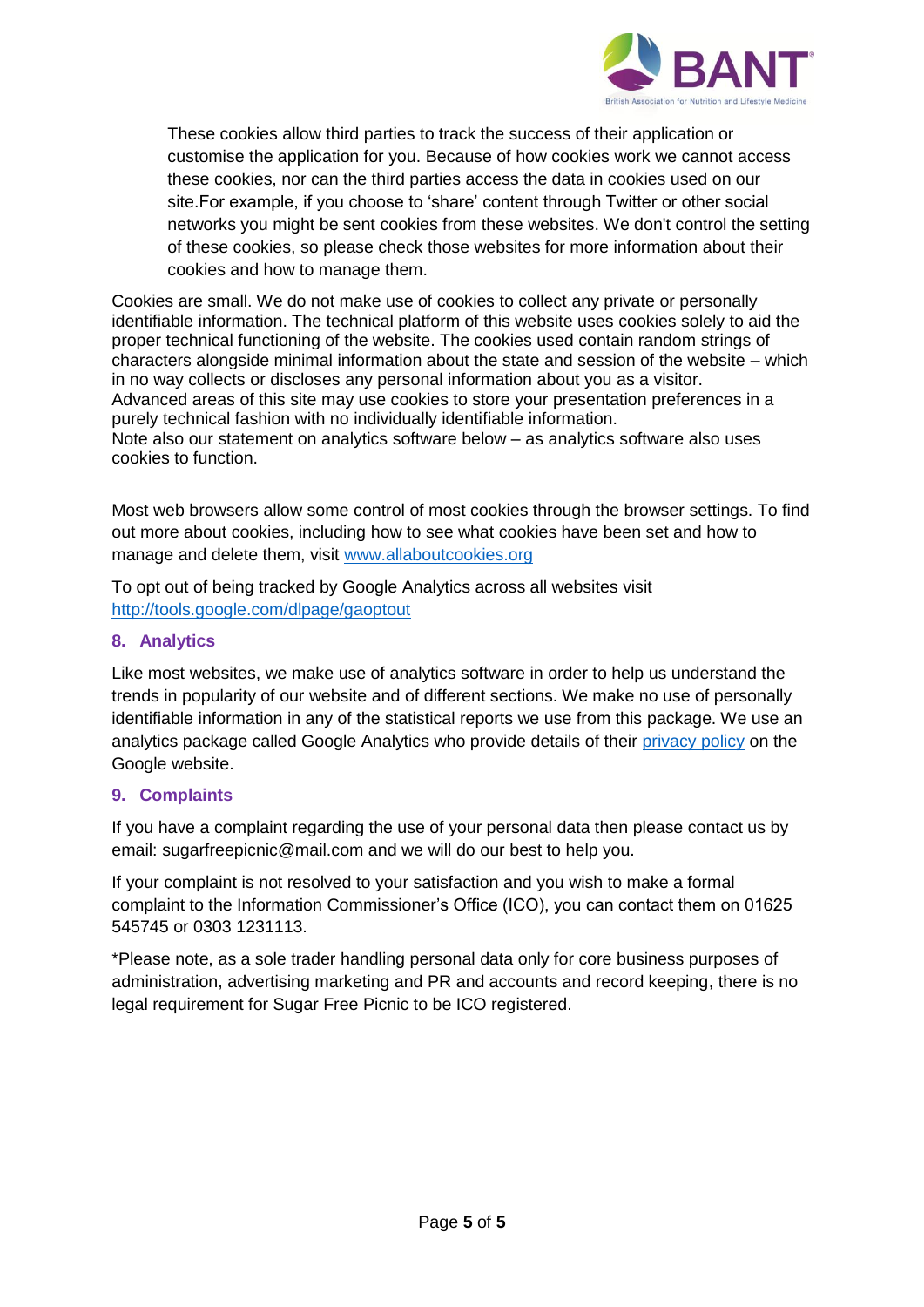These cookies allow third parties to track the success of their application or customise the application for you. Because of how cookies work we cannot access these cookies, nor can the third parties access the data in cookies used on our site.For example, if you choose to 'share' content through Twitter or other social networks you might be sent cookies from these websites. We don't control the setting of these cookies, so please check those websites for more information about their cookies and how to manage them.

Cookies are small. We do not make use of cookies to collect any private or personally identifiable information. The technical platform of this website uses cookies solely to aid the proper technical functioning of the website. The cookies used contain random strings of characters alongside minimal information about the state and session of the website – which in no way collects or discloses any personal information about you as a visitor.
Advanced areas of this site may use cookies to store your presentation preferences in a purely technical fashion with no individually identifiable information.
Note also our statement on analytics software below – as analytics software also uses cookies to function.

Most web browsers allow some control of most cookies through the browser settings. To find out more about cookies, including how to see what cookies have been set and how to manage and delete them, visit [www.allaboutcookies.org](http://www.allaboutcookies.org)

To opt out of being tracked by Google Analytics across all websites visit [http://tools.google.com/dlpage/gaoptout](http://tools.google.com/dlpage/gaoptout)

## 8. Analytics

Like most websites, we make use of analytics software in order to help us understand the trends in popularity of our website and of different sections. We make no use of personally identifiable information in any of the statistical reports we use from this package. We use an analytics package called Google Analytics who provide details of their privacy policy on the Google website.

## 9. Complaints

If you have a complaint regarding the use of your personal data then please contact us by email: sugarfreepicnic@mail.com and we will do our best to help you.

If your complaint is not resolved to your satisfaction and you wish to make a formal complaint to the Information Commissioner's Office (ICO), you can contact them on 01625 545745 or 0303 1231113.

*Please note, as a sole trader handling personal data only for core business purposes of administration, advertising marketing and PR and accounts and record keeping, there is no legal requirement for Sugar Free Picnic to be ICO registered.